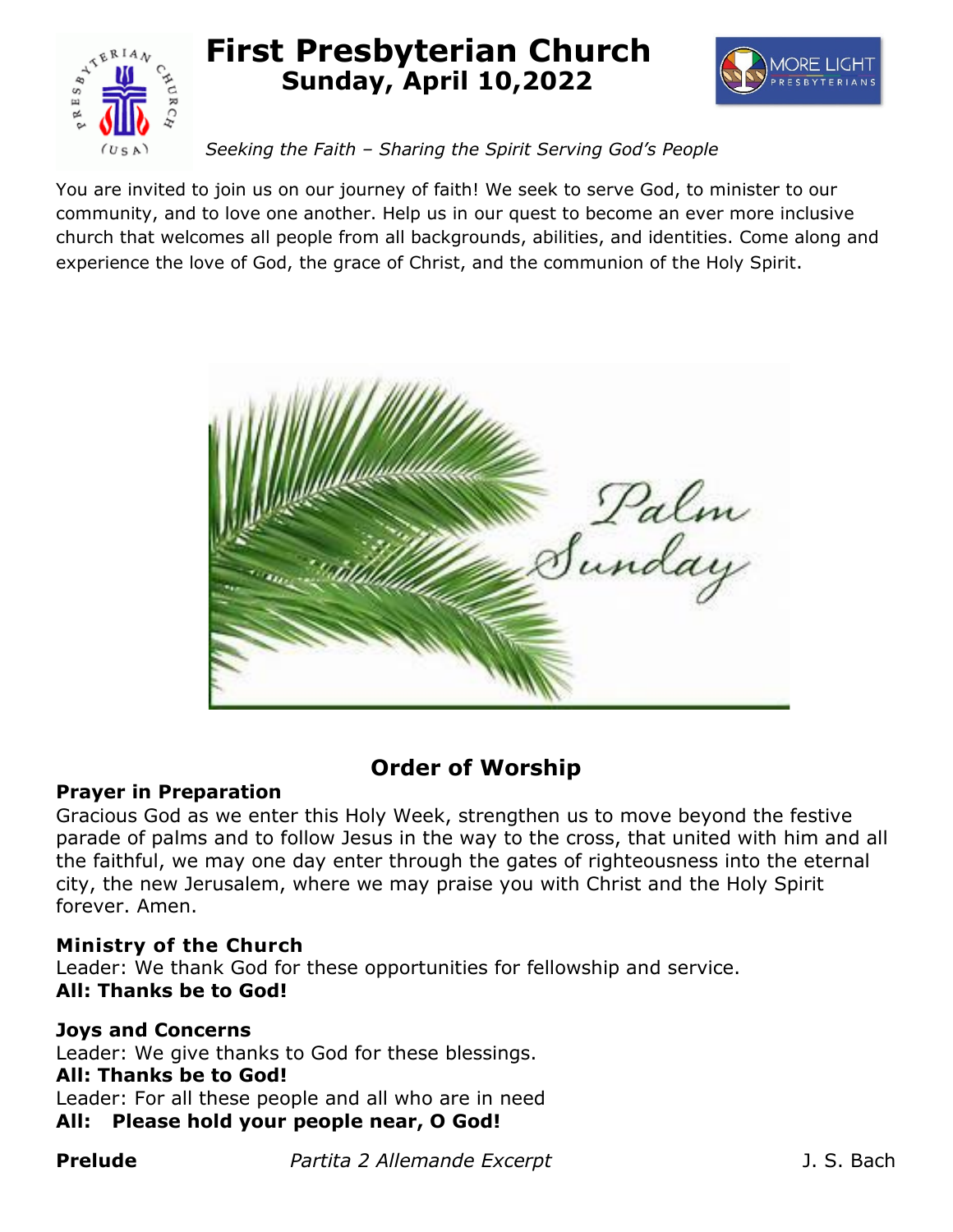# First Presbyterian Church

## Sunday, April 10,2022

*Seeking the Faith – Sharing the Spirit Serving God's People*

You are invited to join us on our journey of faith! We seek to serve God, to minister to our community, and to love one another. Help us in our quest to become an ever more inclusive church that welcomes all people from all backgrounds, abilities, and identities. Come along and experience the love of God, the grace of Christ, and the communion of the Holy Spirit.

## Order of Worship

**Prayer in Preparation**

Gracious God as we enter this Holy Week, strengthen us to move beyond the festive parade of palms and to follow Jesus in the way to the cross, that united with him and all the faithful, we may one day enter through the gates of righteousness into the eternal city, the new Jerusalem, where we may praise you with Christ and the Holy Spirit forever. Amen.

**Ministry of the Church**

Leader: We thank God for these opportunities for fellowship and service.

**All: Thanks be to God!**

**Joys and Concerns**

Leader: We give thanks to God for these blessings.

**All: Thanks be to God!**

Leader: For all these people and all who are in need

**All: Please hold your people near, O God!**

**Prelude** *Partita 2 Allemande Excerpt* J. S. Bach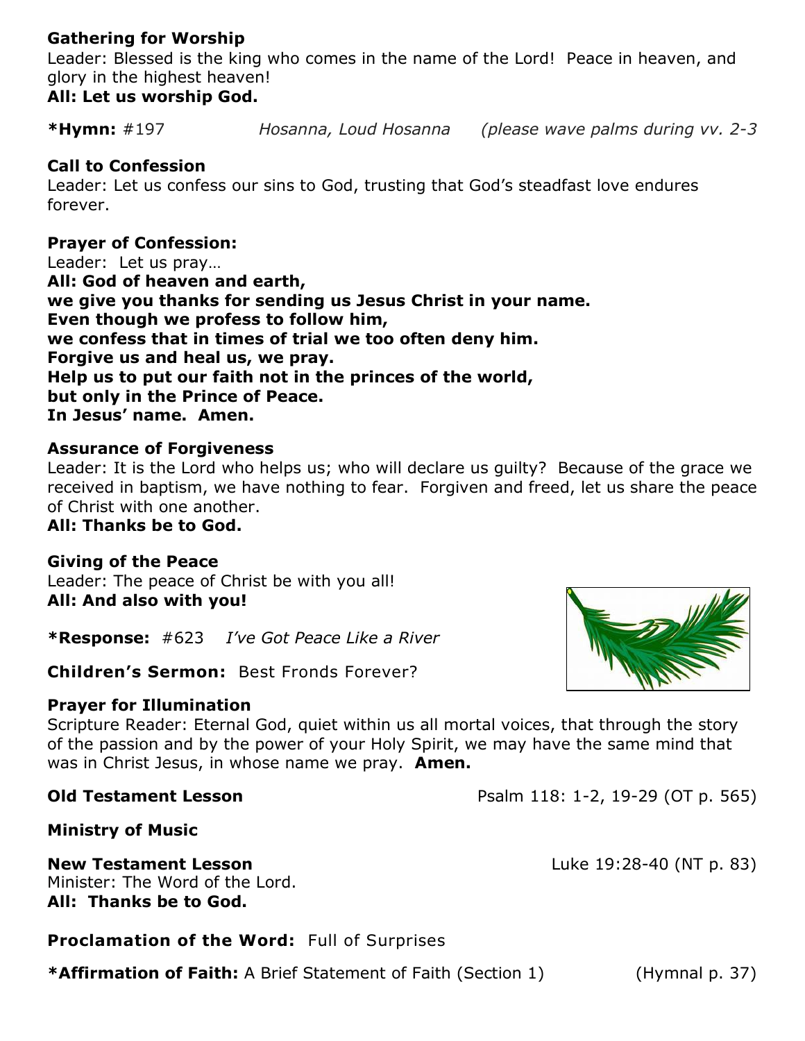**Gathering for Worship**
Leader: Blessed is the king who comes in the name of the Lord! Peace in heaven, and glory in the highest heaven!
**All: Let us worship God.**

**\*Hymn:** #197 *Hosanna, Loud Hosanna* *(please wave palms during vv. 2-3*

**Call to Confession**
Leader: Let us confess our sins to God, trusting that God's steadfast love endures forever.

**Prayer of Confession:**
Leader: Let us pray…
**All: God of heaven and earth,**
**we give you thanks for sending us Jesus Christ in your name.**
**Even though we profess to follow him,**
**we confess that in times of trial we too often deny him.**
**Forgive us and heal us, we pray.**
**Help us to put our faith not in the princes of the world,**
**but only in the Prince of Peace.**
**In Jesus' name. Amen.**

**Assurance of Forgiveness**
Leader: It is the Lord who helps us; who will declare us guilty? Because of the grace we received in baptism, we have nothing to fear. Forgiven and freed, let us share the peace of Christ with one another.
**All: Thanks be to God.**

**Giving of the Peace**
Leader: The peace of Christ be with you all!
**All: And also with you!**

**\*Response:** #623 *I've Got Peace Like a River*

**Children's Sermon:** Best Fronds Forever?

**Prayer for Illumination**
Scripture Reader: Eternal God, quiet within us all mortal voices, that through the story of the passion and by the power of your Holy Spirit, we may have the same mind that was in Christ Jesus, in whose name we pray. **Amen.**

**Old Testament Lesson** Psalm 118: 1-2, 19-29 (OT p. 565)

**Ministry of Music**

**New Testament Lesson** Luke 19:28-40 (NT p. 83)
Minister: The Word of the Lord.
**All: Thanks be to God.**

**Proclamation of the Word:** Full of Surprises

**\*Affirmation of Faith:** A Brief Statement of Faith (Section 1) (Hymnal p. 37)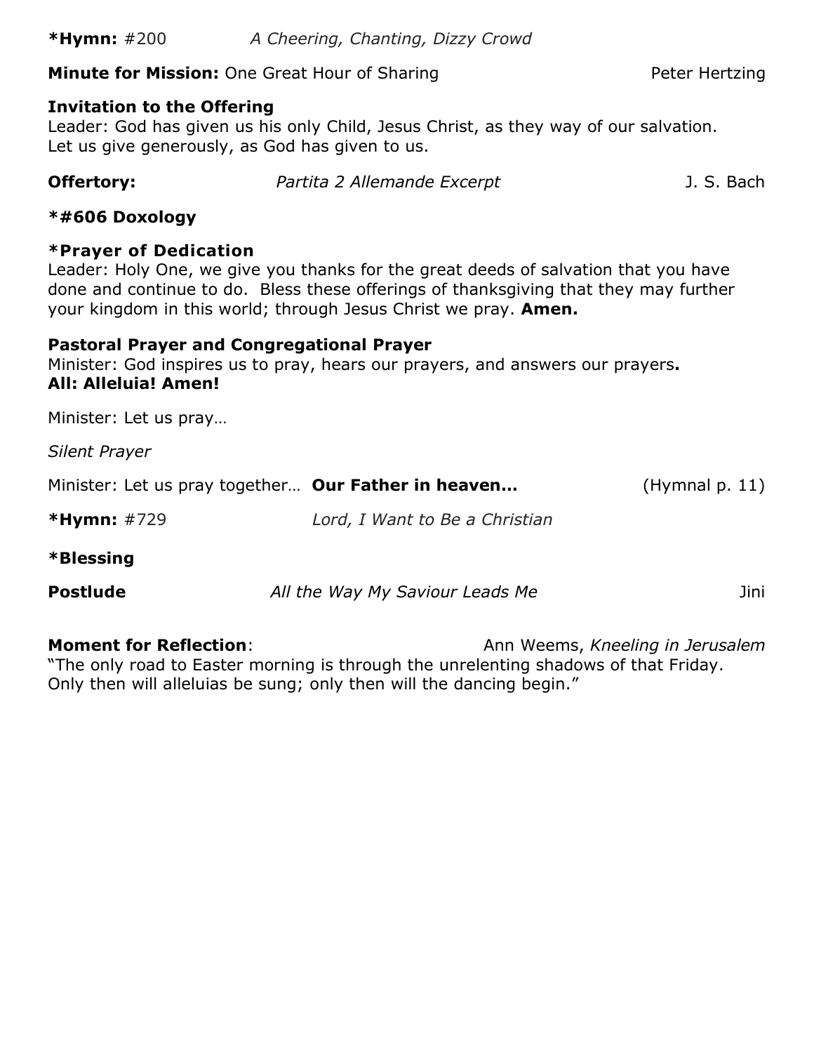**\*Hymn:** #200 *A Cheering, Chanting, Dizzy Crowd*

**Minute for Mission:** One Great Hour of Sharing Peter Hertzing

**Invitation to the Offering**
Leader: God has given us his only Child, Jesus Christ, as they way of our salvation. Let us give generously, as God has given to us.

**Offertory:** *Partita 2 Allemande Excerpt* J. S. Bach

**\*#606 Doxology**

**\*Prayer of Dedication**
Leader: Holy One, we give you thanks for the great deeds of salvation that you have done and continue to do. Bless these offerings of thanksgiving that they may further your kingdom in this world; through Jesus Christ we pray. **Amen.**

**Pastoral Prayer and Congregational Prayer**
Minister: God inspires us to pray, hears our prayers, and answers our prayers**.**
**All: Alleluia! Amen!**

Minister: Let us pray…

*Silent Prayer*

Minister: Let us pray together… **Our Father in heaven...** (Hymnal p. 11)

**\*Hymn:** #729 *Lord, I Want to Be a Christian*

**\*Blessing**

**Postlude** *All the Way My Saviour Leads Me* Jini

**Moment for Reflection**: Ann Weems, *Kneeling in Jerusalem*
"The only road to Easter morning is through the unrelenting shadows of that Friday. Only then will alleluias be sung; only then will the dancing begin."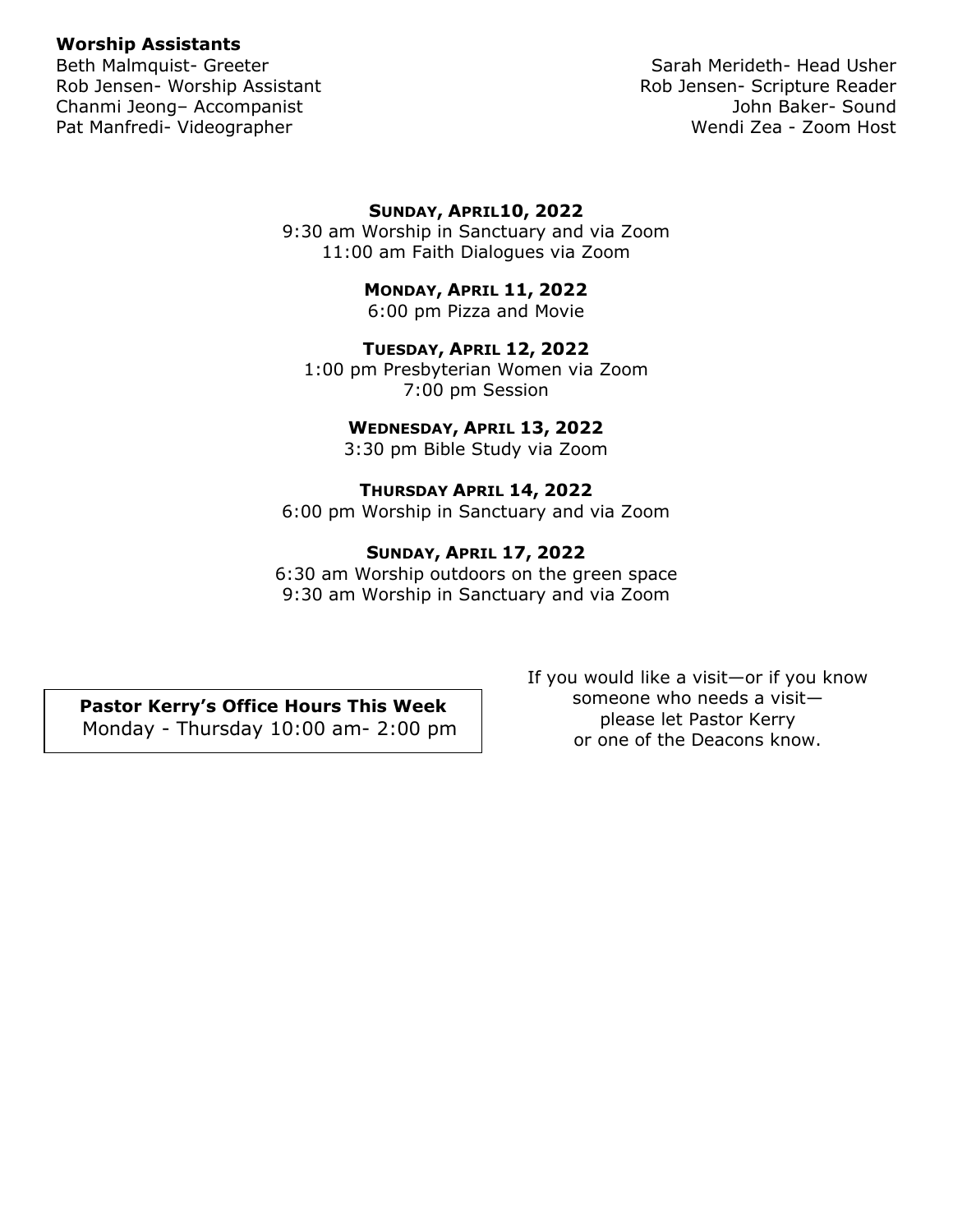**Worship Assistants**

Beth Malmquist- Greeter
Rob Jensen- Worship Assistant
Chanmi Jeong– Accompanist
Pat Manfredi- Videographer

Sarah Merideth- Head Usher
Rob Jensen- Scripture Reader
John Baker- Sound
Wendi Zea - Zoom Host

**SUNDAY, APRIL10, 2022**
9:30 am Worship in Sanctuary and via Zoom
11:00 am Faith Dialogues via Zoom

**MONDAY, APRIL 11, 2022**
6:00 pm Pizza and Movie

**TUESDAY, APRIL 12, 2022**
1:00 pm Presbyterian Women via Zoom
7:00 pm Session

**WEDNESDAY, APRIL 13, 2022**
3:30 pm Bible Study via Zoom

**THURSDAY APRIL 14, 2022**
6:00 pm Worship in Sanctuary and via Zoom

**SUNDAY, APRIL 17, 2022**
6:30 am Worship outdoors on the green space
9:30 am Worship in Sanctuary and via Zoom

**Pastor Kerry's Office Hours This Week**
Monday - Thursday 10:00 am- 2:00 pm

If you would like a visit—or if you know someone who needs a visit— please let Pastor Kerry or one of the Deacons know.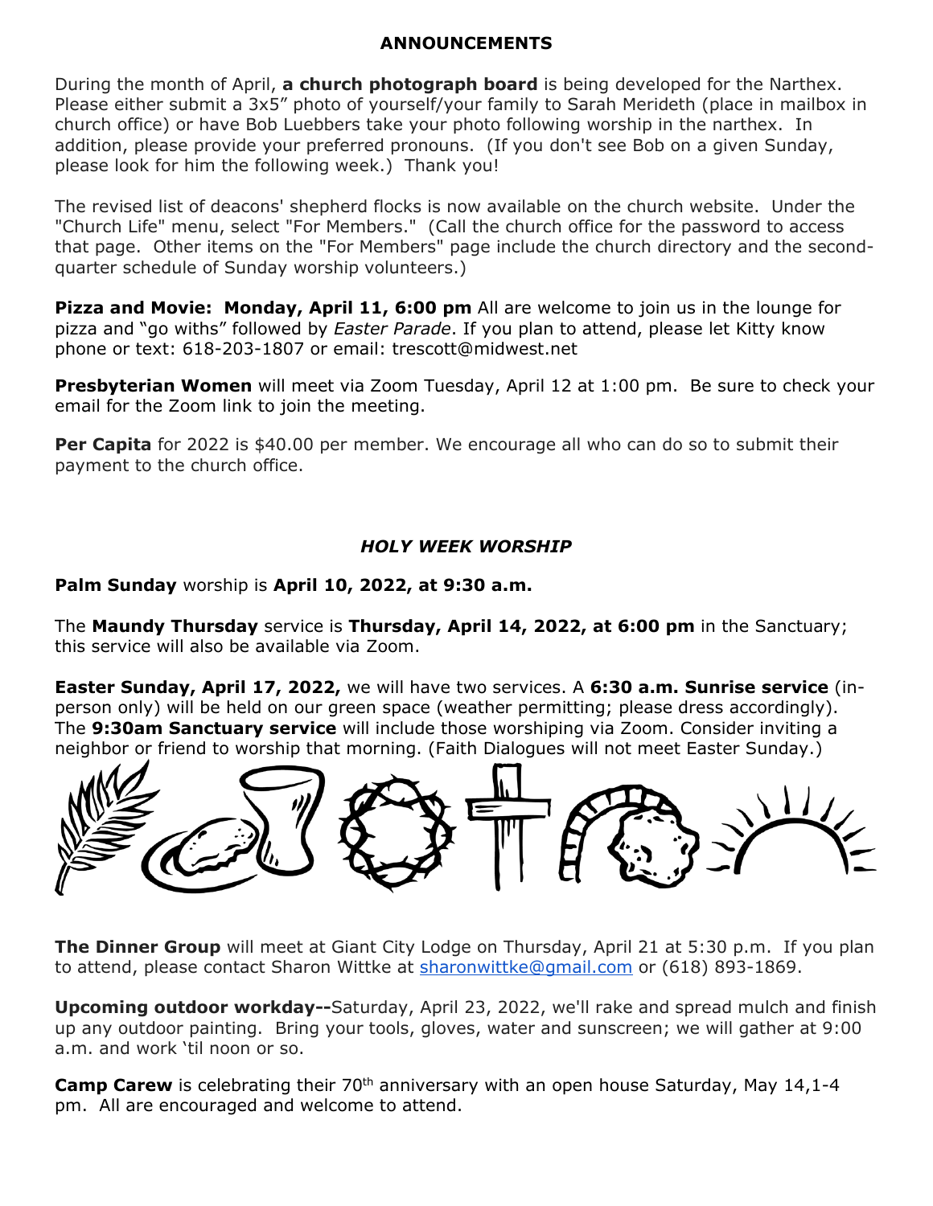## ANNOUNCEMENTS

During the month of April, **a church photograph board** is being developed for the Narthex. Please either submit a 3x5" photo of yourself/your family to Sarah Merideth (place in mailbox in church office) or have Bob Luebbers take your photo following worship in the narthex. In addition, please provide your preferred pronouns. (If you don't see Bob on a given Sunday, please look for him the following week.) Thank you!

The revised list of deacons' shepherd flocks is now available on the church website. Under the "Church Life" menu, select "For Members." (Call the church office for the password to access that page. Other items on the "For Members" page include the church directory and the second-quarter schedule of Sunday worship volunteers.)

**Pizza and Movie: Monday, April 11, 6:00 pm** All are welcome to join us in the lounge for pizza and "go withs" followed by *Easter Parade*. If you plan to attend, please let Kitty know phone or text: 618-203-1807 or email: trescott@midwest.net

**Presbyterian Women** will meet via Zoom Tuesday, April 12 at 1:00 pm. Be sure to check your email for the Zoom link to join the meeting.

**Per Capita** for 2022 is $40.00 per member. We encourage all who can do so to submit their payment to the church office.

## *HOLY WEEK WORSHIP*

**Palm Sunday** worship is **April 10, 2022, at 9:30 a.m.**

The **Maundy Thursday** service is **Thursday, April 14, 2022, at 6:00 pm** in the Sanctuary; this service will also be available via Zoom.

**Easter Sunday, April 17, 2022,** we will have two services. A **6:30 a.m. Sunrise service** (in-person only) will be held on our green space (weather permitting; please dress accordingly). The **9:30am Sanctuary service** will include those worshiping via Zoom. Consider inviting a neighbor or friend to worship that morning. (Faith Dialogues will not meet Easter Sunday.)

**The Dinner Group** will meet at Giant City Lodge on Thursday, April 21 at 5:30 p.m. If you plan to attend, please contact Sharon Wittke at sharonwittke@gmail.com or (618) 893-1869.

**Upcoming outdoor workday--**Saturday, April 23, 2022, we'll rake and spread mulch and finish up any outdoor painting. Bring your tools, gloves, water and sunscreen; we will gather at 9:00 a.m. and work 'til noon or so.

**Camp Carew** is celebrating their 70th anniversary with an open house Saturday, May 14,1-4 pm. All are encouraged and welcome to attend.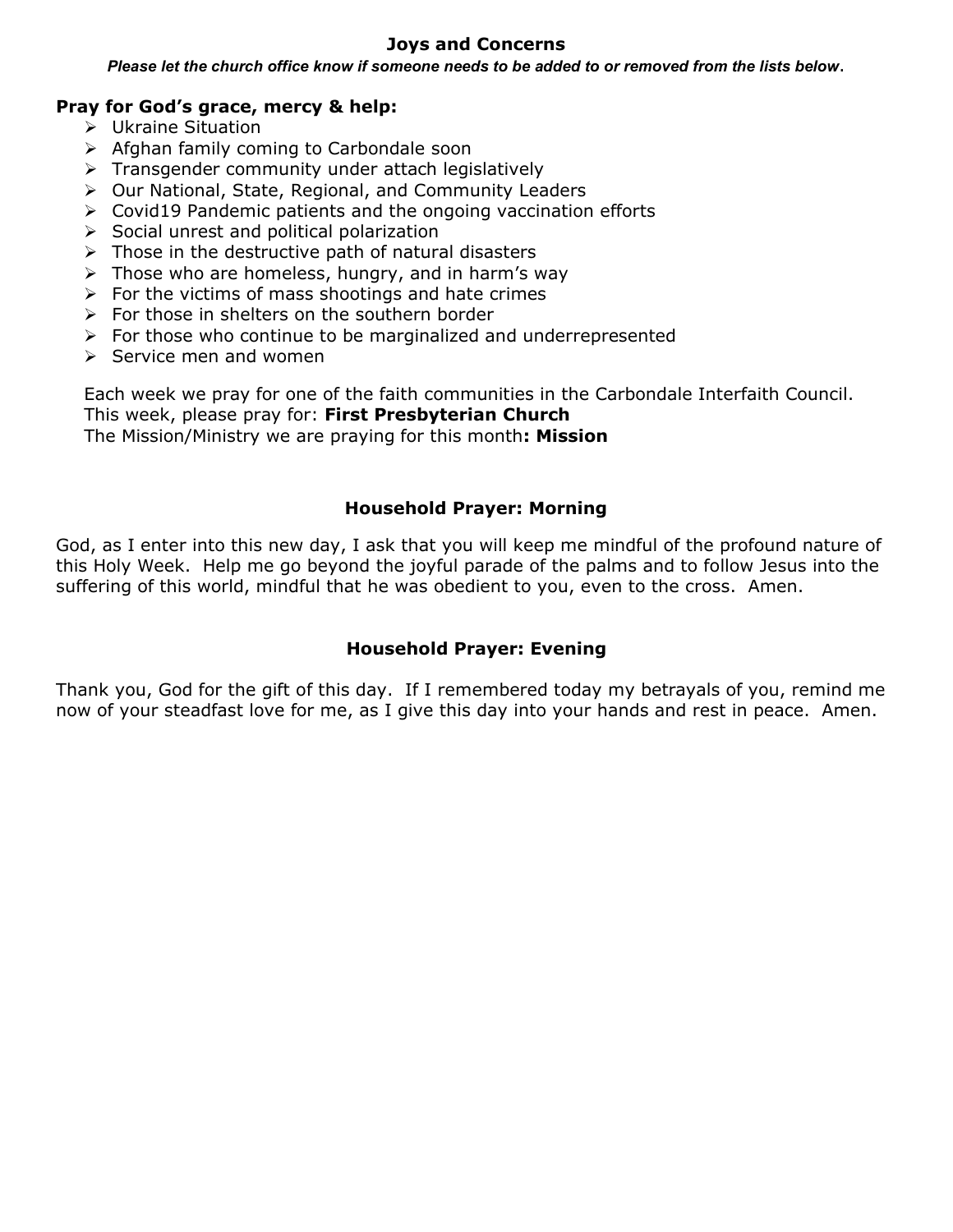## Joys and Concerns

***Please let the church office know if someone needs to be added to or removed from the lists below.***

**Pray for God's grace, mercy & help:**

- Ukraine Situation
- Afghan family coming to Carbondale soon
- Transgender community under attach legislatively
- Our National, State, Regional, and Community Leaders
- Covid19 Pandemic patients and the ongoing vaccination efforts
- Social unrest and political polarization
- Those in the destructive path of natural disasters
- Those who are homeless, hungry, and in harm's way
- For the victims of mass shootings and hate crimes
- For those in shelters on the southern border
- For those who continue to be marginalized and underrepresented
- Service men and women

Each week we pray for one of the faith communities in the Carbondale Interfaith Council. This week, please pray for: **First Presbyterian Church**
The Mission/Ministry we are praying for this month**: Mission**

## Household Prayer: Morning

God, as I enter into this new day, I ask that you will keep me mindful of the profound nature of this Holy Week. Help me go beyond the joyful parade of the palms and to follow Jesus into the suffering of this world, mindful that he was obedient to you, even to the cross. Amen.

## Household Prayer: Evening

Thank you, God for the gift of this day. If I remembered today my betrayals of you, remind me now of your steadfast love for me, as I give this day into your hands and rest in peace. Amen.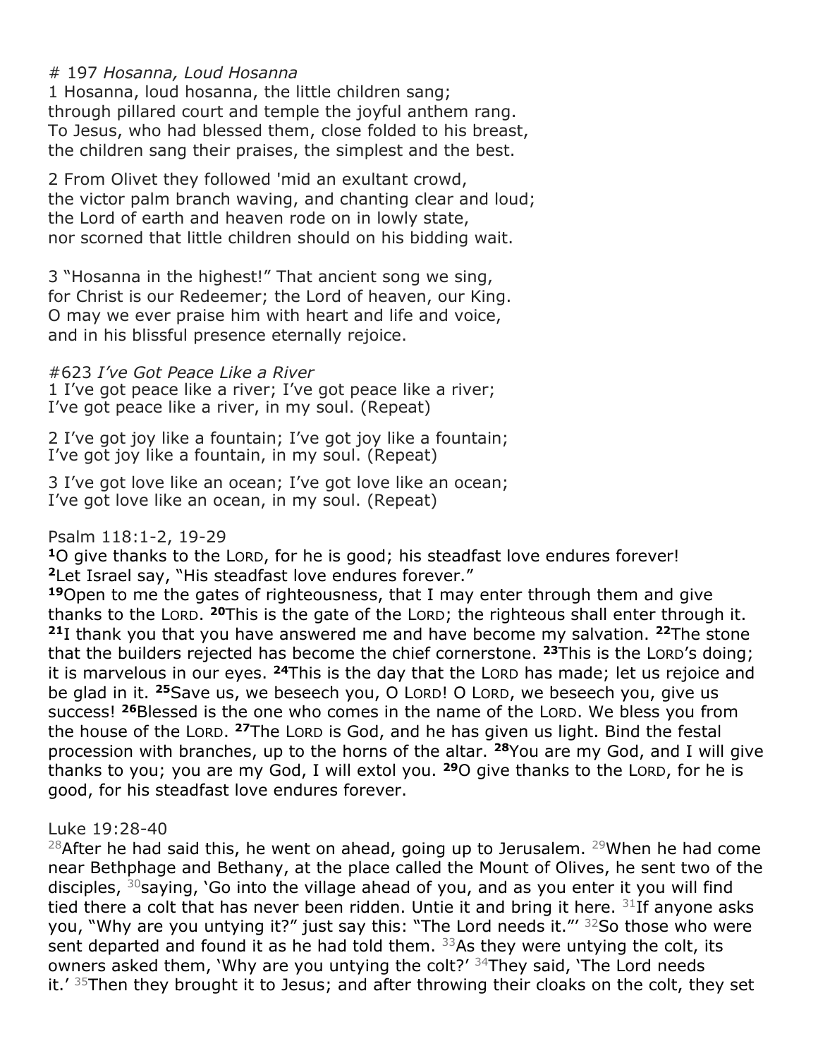\# 197 *Hosanna, Loud Hosanna*
1 Hosanna, loud hosanna, the little children sang;
through pillared court and temple the joyful anthem rang.
To Jesus, who had blessed them, close folded to his breast,
the children sang their praises, the simplest and the best.

2 From Olivet they followed 'mid an exultant crowd,
the victor palm branch waving, and chanting clear and loud;
the Lord of earth and heaven rode on in lowly state,
nor scorned that little children should on his bidding wait.

3 "Hosanna in the highest!" That ancient song we sing,
for Christ is our Redeemer; the Lord of heaven, our King.
O may we ever praise him with heart and life and voice,
and in his blissful presence eternally rejoice.

\#623 *I've Got Peace Like a River*
1 I've got peace like a river; I've got peace like a river;
I've got peace like a river, in my soul. (Repeat)

2 I've got joy like a fountain; I've got joy like a fountain;
I've got joy like a fountain, in my soul. (Repeat)

3 I've got love like an ocean; I've got love like an ocean;
I've got love like an ocean, in my soul. (Repeat)

Psalm 118:1-2, 19-29
**1**O give thanks to the LORD, for he is good; his steadfast love endures forever!
**2**Let Israel say, "His steadfast love endures forever."
**19**Open to me the gates of righteousness, that I may enter through them and give thanks to the LORD. **20**This is the gate of the LORD; the righteous shall enter through it. **21**I thank you that you have answered me and have become my salvation. **22**The stone that the builders rejected has become the chief cornerstone. **23**This is the LORD's doing; it is marvelous in our eyes. **24**This is the day that the LORD has made; let us rejoice and be glad in it. **25**Save us, we beseech you, O LORD! O LORD, we beseech you, give us success! **26**Blessed is the one who comes in the name of the LORD. We bless you from the house of the LORD. **27**The LORD is God, and he has given us light. Bind the festal procession with branches, up to the horns of the altar. **28**You are my God, and I will give thanks to you; you are my God, I will extol you. **29**O give thanks to the LORD, for he is good, for his steadfast love endures forever.

Luke 19:28-40
28After he had said this, he went on ahead, going up to Jerusalem. 29When he had come near Bethphage and Bethany, at the place called the Mount of Olives, he sent two of the disciples, 30saying, 'Go into the village ahead of you, and as you enter it you will find tied there a colt that has never been ridden. Untie it and bring it here. 31If anyone asks you, "Why are you untying it?" just say this: "The Lord needs it."' 32So those who were sent departed and found it as he had told them. 33As they were untying the colt, its owners asked them, 'Why are you untying the colt?' 34They said, 'The Lord needs it.' 35Then they brought it to Jesus; and after throwing their cloaks on the colt, they set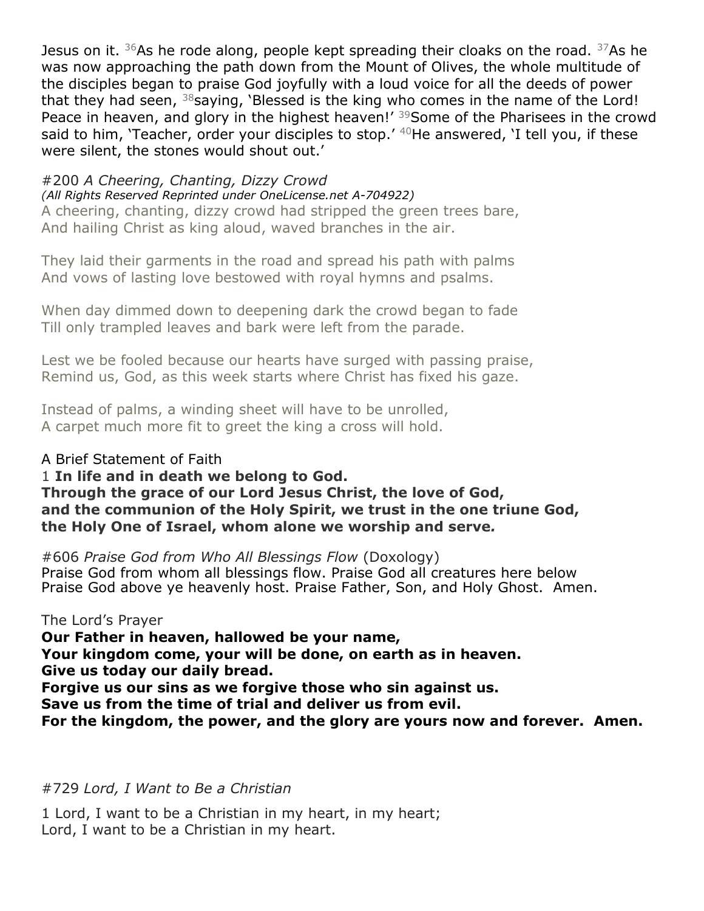Jesus on it. [36]As he rode along, people kept spreading their cloaks on the road. [37]As he was now approaching the path down from the Mount of Olives, the whole multitude of the disciples began to praise God joyfully with a loud voice for all the deeds of power that they had seen, [38]saying, 'Blessed is the king who comes in the name of the Lord! Peace in heaven, and glory in the highest heaven!' [39]Some of the Pharisees in the crowd said to him, 'Teacher, order your disciples to stop.' [40]He answered, 'I tell you, if these were silent, the stones would shout out.'

#200 *A Cheering, Chanting, Dizzy Crowd*
*(All Rights Reserved Reprinted under OneLicense.net A-704922)*
A cheering, chanting, dizzy crowd had stripped the green trees bare,
And hailing Christ as king aloud, waved branches in the air.

They laid their garments in the road and spread his path with palms
And vows of lasting love bestowed with royal hymns and psalms.

When day dimmed down to deepening dark the crowd began to fade
Till only trampled leaves and bark were left from the parade.

Lest we be fooled because our hearts have surged with passing praise,
Remind us, God, as this week starts where Christ has fixed his gaze.

Instead of palms, a winding sheet will have to be unrolled,
A carpet much more fit to greet the king a cross will hold.

A Brief Statement of Faith
1 **In life and in death we belong to God.**
**Through the grace of our Lord Jesus Christ, the love of God,**
**and the communion of the Holy Spirit, we trust in the one triune God,**
**the Holy One of Israel, whom alone we worship and serve.**

#606 *Praise God from Who All Blessings Flow* (Doxology)
Praise God from whom all blessings flow. Praise God all creatures here below
Praise God above ye heavenly host. Praise Father, Son, and Holy Ghost. Amen.

The Lord's Prayer
**Our Father in heaven, hallowed be your name,**
**Your kingdom come, your will be done, on earth as in heaven.**
**Give us today our daily bread.**
**Forgive us our sins as we forgive those who sin against us.**
**Save us from the time of trial and deliver us from evil.**
**For the kingdom, the power, and the glory are yours now and forever. Amen.**

#729 *Lord, I Want to Be a Christian*

1 Lord, I want to be a Christian in my heart, in my heart;
Lord, I want to be a Christian in my heart.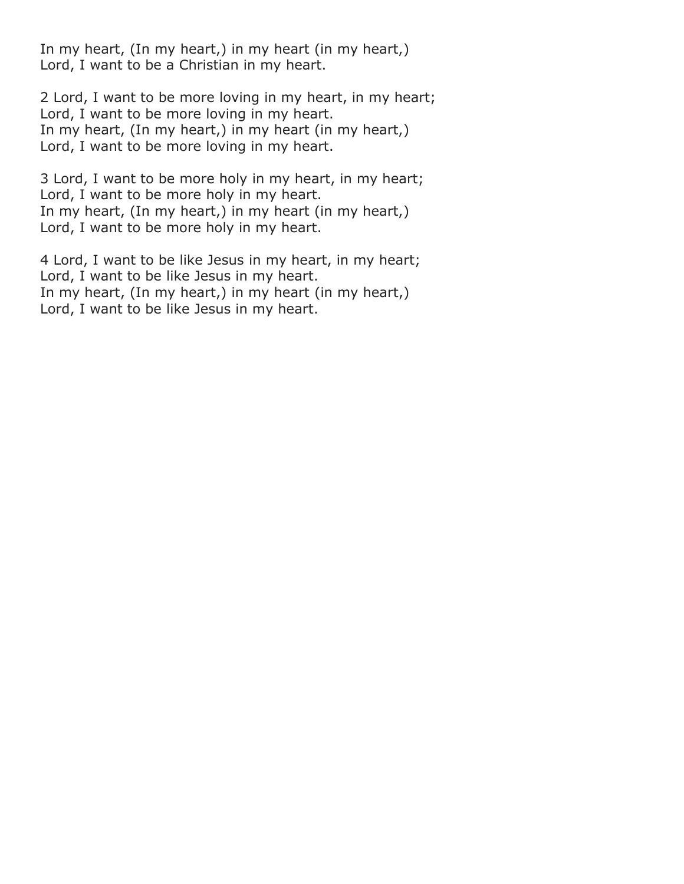In my heart, (In my heart,) in my heart (in my heart,)
Lord, I want to be a Christian in my heart.

2 Lord, I want to be more loving in my heart, in my heart;
Lord, I want to be more loving in my heart.
In my heart, (In my heart,) in my heart (in my heart,)
Lord, I want to be more loving in my heart.

3 Lord, I want to be more holy in my heart, in my heart;
Lord, I want to be more holy in my heart.
In my heart, (In my heart,) in my heart (in my heart,)
Lord, I want to be more holy in my heart.

4 Lord, I want to be like Jesus in my heart, in my heart;
Lord, I want to be like Jesus in my heart.
In my heart, (In my heart,) in my heart (in my heart,)
Lord, I want to be like Jesus in my heart.